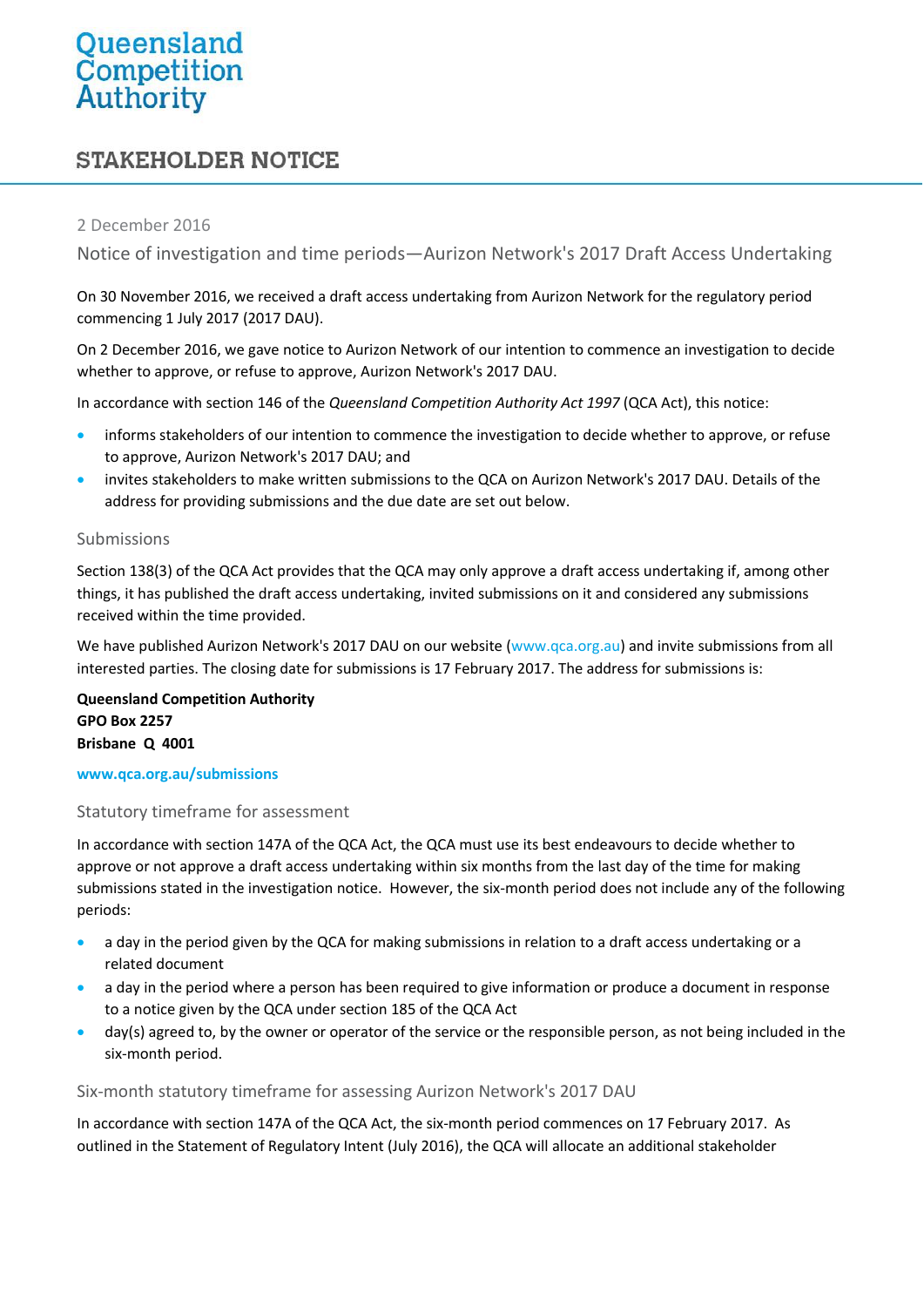# Queensland Competition Authority

## STAKEHOLDER NOTICE

2 December 2016

Notice of investigation and time periods—Aurizon Network's 2017 Draft Access Undertaking

On 30 November 2016, we received a draft access undertaking from Aurizon Network for the regulatory period commencing 1 July 2017 (2017 DAU).

On 2 December 2016, we gave notice to Aurizon Network of our intention to commence an investigation to decide whether to approve, or refuse to approve, Aurizon Network's 2017 DAU.

In accordance with section 146 of the *Queensland Competition Authority Act 1997* (QCA Act), this notice:

- informs stakeholders of our intention to commence the investigation to decide whether to approve, or refuse to approve, Aurizon Network's 2017 DAU; and
- invites stakeholders to make written submissions to the QCA on Aurizon Network's 2017 DAU. Details of the address for providing submissions and the due date are set out below.

### Submissions

Section 138(3) of the QCA Act provides that the QCA may only approve a draft access undertaking if, among other things, it has published the draft access undertaking, invited submissions on it and considered any submissions received within the time provided.

We have published Aurizon Network's 2017 DAU on our website (www.qca.org.au) and invite submissions from all interested parties. The closing date for submissions is 17 February 2017. The address for submissions is:

**Queensland Competition Authority**
**GPO Box 2257**
**Brisbane Q 4001**

**www.qca.org.au/submissions**

### Statutory timeframe for assessment

In accordance with section 147A of the QCA Act, the QCA must use its best endeavours to decide whether to approve or not approve a draft access undertaking within six months from the last day of the time for making submissions stated in the investigation notice. However, the six-month period does not include any of the following periods:

- a day in the period given by the QCA for making submissions in relation to a draft access undertaking or a related document
- a day in the period where a person has been required to give information or produce a document in response to a notice given by the QCA under section 185 of the QCA Act
- day(s) agreed to, by the owner or operator of the service or the responsible person, as not being included in the six-month period.

### Six-month statutory timeframe for assessing Aurizon Network's 2017 DAU

In accordance with section 147A of the QCA Act, the six-month period commences on 17 February 2017. As outlined in the Statement of Regulatory Intent (July 2016), the QCA will allocate an additional stakeholder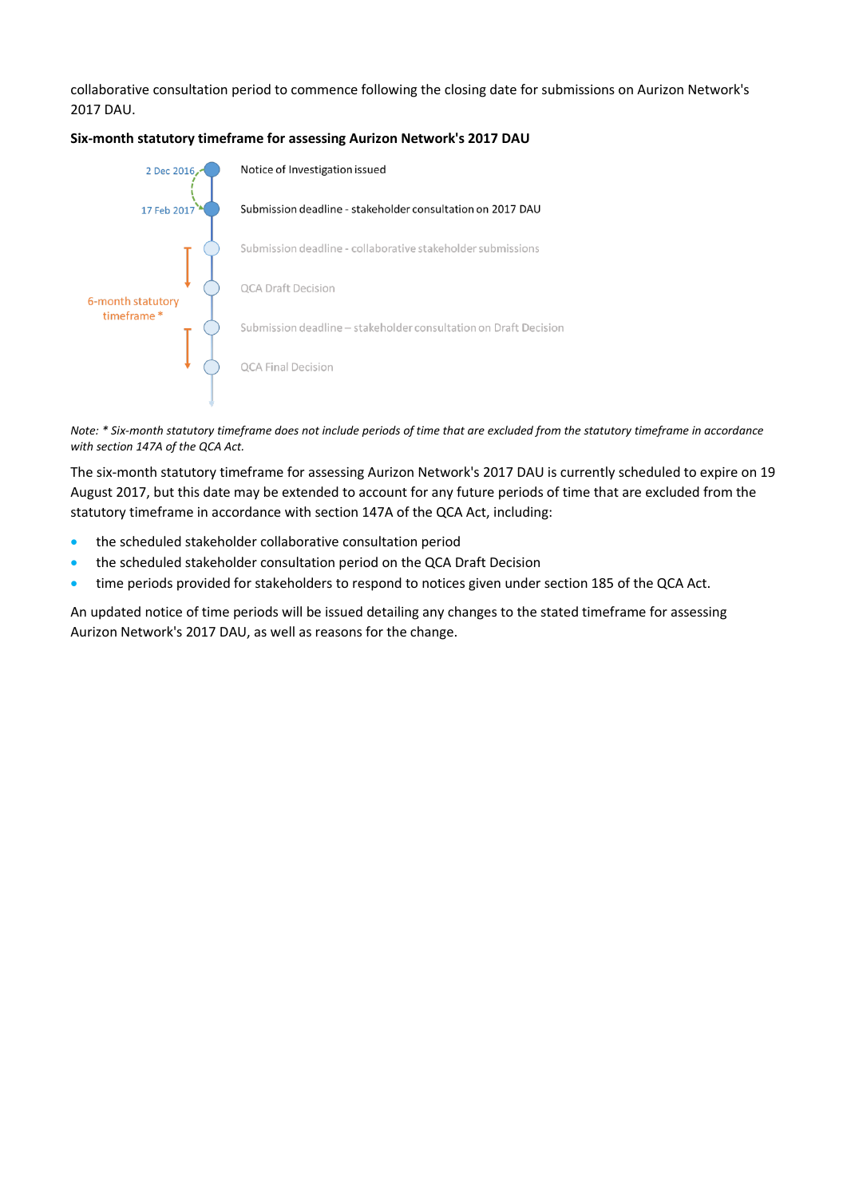collaborative consultation period to commence following the closing date for submissions on Aurizon Network's 2017 DAU.

**Six-month statutory timeframe for assessing Aurizon Network's 2017 DAU**

2 Dec 2016

Notice of Investigation issued

17 Feb 2017

Submission deadline - stakeholder consultation on 2017 DAU

Submission deadline - collaborative stakeholder submissions

QCA Draft Decision

6-month statutory timeframe *

Submission deadline – stakeholder consultation on Draft Decision

QCA Final Decision

*Note: * Six-month statutory timeframe does not include periods of time that are excluded from the statutory timeframe in accordance with section 147A of the QCA Act.*

The six-month statutory timeframe for assessing Aurizon Network's 2017 DAU is currently scheduled to expire on 19 August 2017, but this date may be extended to account for any future periods of time that are excluded from the statutory timeframe in accordance with section 147A of the QCA Act, including:

- the scheduled stakeholder collaborative consultation period
- the scheduled stakeholder consultation period on the QCA Draft Decision
- time periods provided for stakeholders to respond to notices given under section 185 of the QCA Act.

An updated notice of time periods will be issued detailing any changes to the stated timeframe for assessing Aurizon Network's 2017 DAU, as well as reasons for the change.